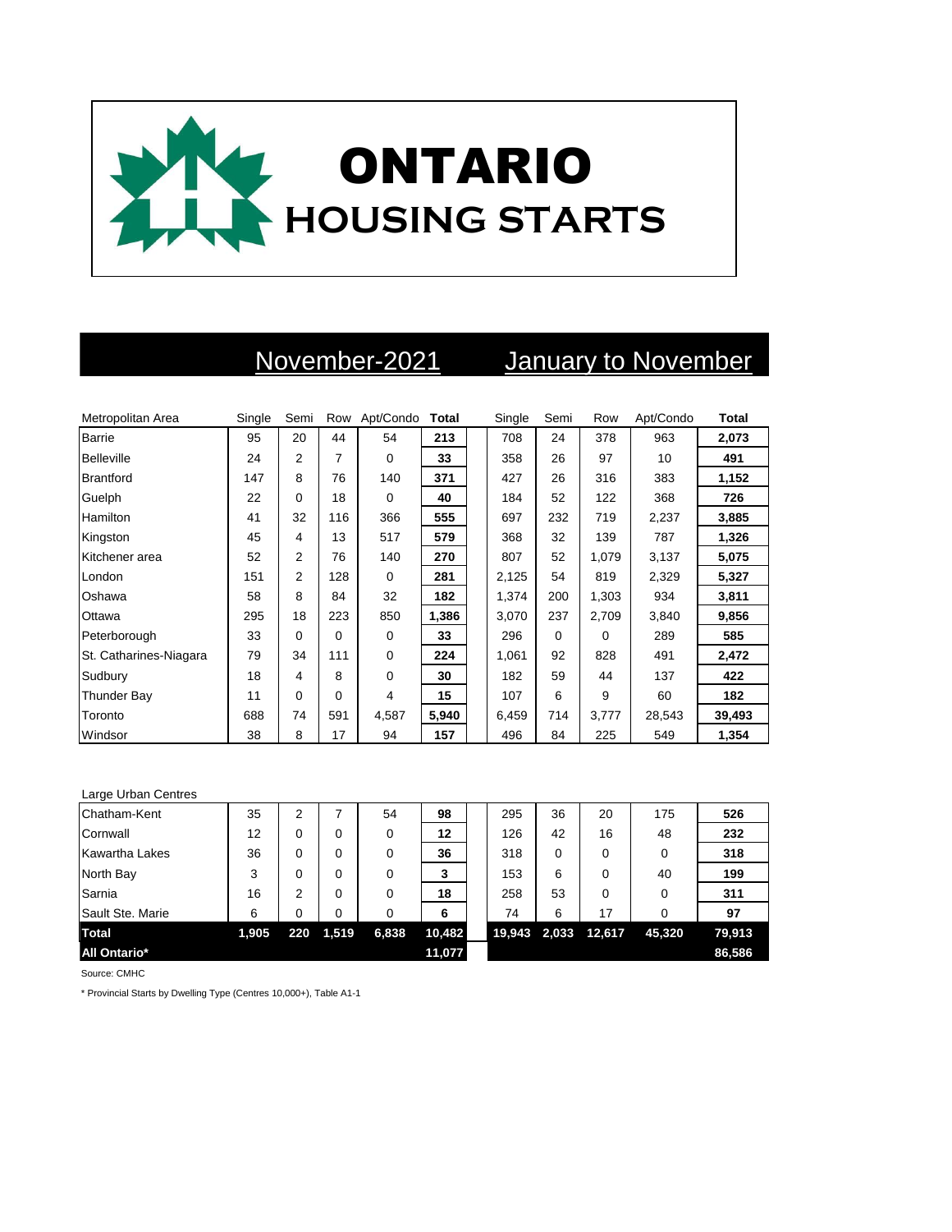# ONTARIO
## HOUSING STARTS

| Metropolitan Area | November-2021 | | | | | January to November | | | | |
|---|---|---|---|---|---|---|---|---|---|---|
| | Single | Semi | Row | Apt/Condo | **Total** | Single | Semi | Row | Apt/Condo | **Total** |
| Barrie | 95 | 20 | 44 | 54 | **213** | 708 | 24 | 378 | 963 | **2,073** |
| Belleville | 24 | 2 | 7 | 0 | **33** | 358 | 26 | 97 | 10 | **491** |
| Brantford | 147 | 8 | 76 | 140 | **371** | 427 | 26 | 316 | 383 | **1,152** |
| Guelph | 22 | 0 | 18 | 0 | **40** | 184 | 52 | 122 | 368 | **726** |
| Hamilton | 41 | 32 | 116 | 366 | **555** | 697 | 232 | 719 | 2,237 | **3,885** |
| Kingston | 45 | 4 | 13 | 517 | **579** | 368 | 32 | 139 | 787 | **1,326** |
| Kitchener area | 52 | 2 | 76 | 140 | **270** | 807 | 52 | 1,079 | 3,137 | **5,075** |
| London | 151 | 2 | 128 | 0 | **281** | 2,125 | 54 | 819 | 2,329 | **5,327** |
| Oshawa | 58 | 8 | 84 | 32 | **182** | 1,374 | 200 | 1,303 | 934 | **3,811** |
| Ottawa | 295 | 18 | 223 | 850 | **1,386** | 3,070 | 237 | 2,709 | 3,840 | **9,856** |
| Peterborough | 33 | 0 | 0 | 0 | **33** | 296 | 0 | 0 | 289 | **585** |
| St. Catharines-Niagara | 79 | 34 | 111 | 0 | **224** | 1,061 | 92 | 828 | 491 | **2,472** |
| Sudbury | 18 | 4 | 8 | 0 | **30** | 182 | 59 | 44 | 137 | **422** |
| Thunder Bay | 11 | 0 | 0 | 4 | **15** | 107 | 6 | 9 | 60 | **182** |
| Toronto | 688 | 74 | 591 | 4,587 | **5,940** | 6,459 | 714 | 3,777 | 28,543 | **39,493** |
| Windsor | 38 | 8 | 17 | 94 | **157** | 496 | 84 | 225 | 549 | **1,354** |
| **Large Urban Centres** | | | | | | | | | | |
| Chatham-Kent | 35 | 2 | 7 | 54 | **98** | 295 | 36 | 20 | 175 | **526** |
| Cornwall | 12 | 0 | 0 | 0 | **12** | 126 | 42 | 16 | 48 | **232** |
| Kawartha Lakes | 36 | 0 | 0 | 0 | **36** | 318 | 0 | 0 | 0 | **318** |
| North Bay | 3 | 0 | 0 | 0 | **3** | 153 | 6 | 0 | 40 | **199** |
| Sarnia | 16 | 2 | 0 | 0 | **18** | 258 | 53 | 0 | 0 | **311** |
| Sault Ste. Marie | 6 | 0 | 0 | 0 | **6** | 74 | 6 | 17 | 0 | **97** |
| **Total** | **1,905** | **220** | **1,519** | **6,838** | **10,482** | **19,943** | **2,033** | **12,617** | **45,320** | **79,913** |
| **All Ontario*** | | | | | **11,077** | | | | | **86,586** |

Source: CMHC

* Provincial Starts by Dwelling Type (Centres 10,000+), Table A1-1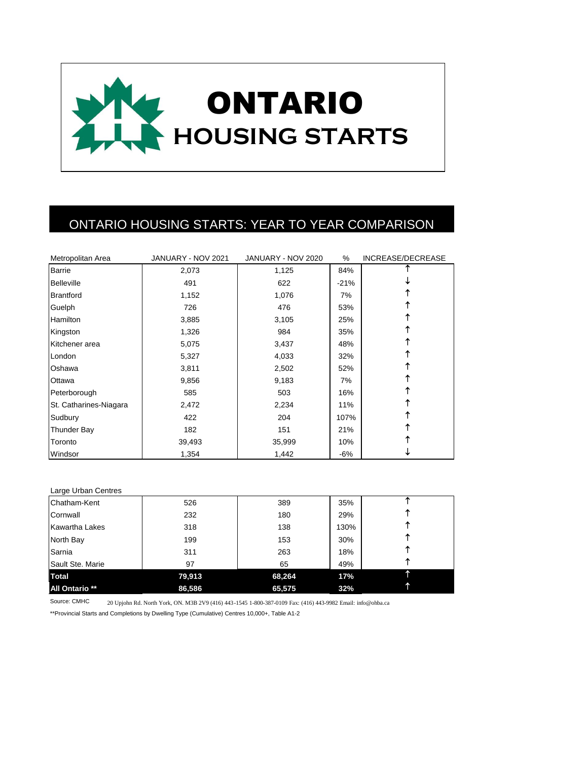# ONTARIO HOUSING STARTS

## ONTARIO HOUSING STARTS: YEAR TO YEAR COMPARISON

| Metropolitan Area | JANUARY - NOV 2021 | JANUARY - NOV 2020 | % | INCREASE/DECREASE |
|---|---|---|---|---|
| Barrie | 2,073 | 1,125 | 84% | ↑ |
| Belleville | 491 | 622 | -21% | ↓ |
| Brantford | 1,152 | 1,076 | 7% | ↑ |
| Guelph | 726 | 476 | 53% | ↑ |
| Hamilton | 3,885 | 3,105 | 25% | ↑ |
| Kingston | 1,326 | 984 | 35% | ↑ |
| Kitchener area | 5,075 | 3,437 | 48% | ↑ |
| London | 5,327 | 4,033 | 32% | ↑ |
| Oshawa | 3,811 | 2,502 | 52% | ↑ |
| Ottawa | 9,856 | 9,183 | 7% | ↑ |
| Peterborough | 585 | 503 | 16% | ↑ |
| St. Catharines-Niagara | 2,472 | 2,234 | 11% | ↑ |
| Sudbury | 422 | 204 | 107% | ↑ |
| Thunder Bay | 182 | 151 | 21% | ↑ |
| Toronto | 39,493 | 35,999 | 10% | ↑ |
| Windsor | 1,354 | 1,442 | -6% | ↓ |
| **Large Urban Centres** | | | | |
| Chatham-Kent | 526 | 389 | 35% | ↑ |
| Cornwall | 232 | 180 | 29% | ↑ |
| Kawartha Lakes | 318 | 138 | 130% | ↑ |
| North Bay | 199 | 153 | 30% | ↑ |
| Sarnia | 311 | 263 | 18% | ↑ |
| Sault Ste. Marie | 97 | 65 | 49% | ↑ |
| **Total** | **79,913** | **68,264** | **17%** | ↑ |
| **All Ontario** ** | **86,586** | **65,575** | **32%** | ↑ |

Source: CMHC 20 Upjohn Rd. North York, ON. M3B 2V9 (416) 443-1545 1-800-387-0109 Fax: (416) 443-9982 Email: info@ohba.ca

**Provincial Starts and Completions by Dwelling Type (Cumulative) Centres 10,000+, Table A1-2